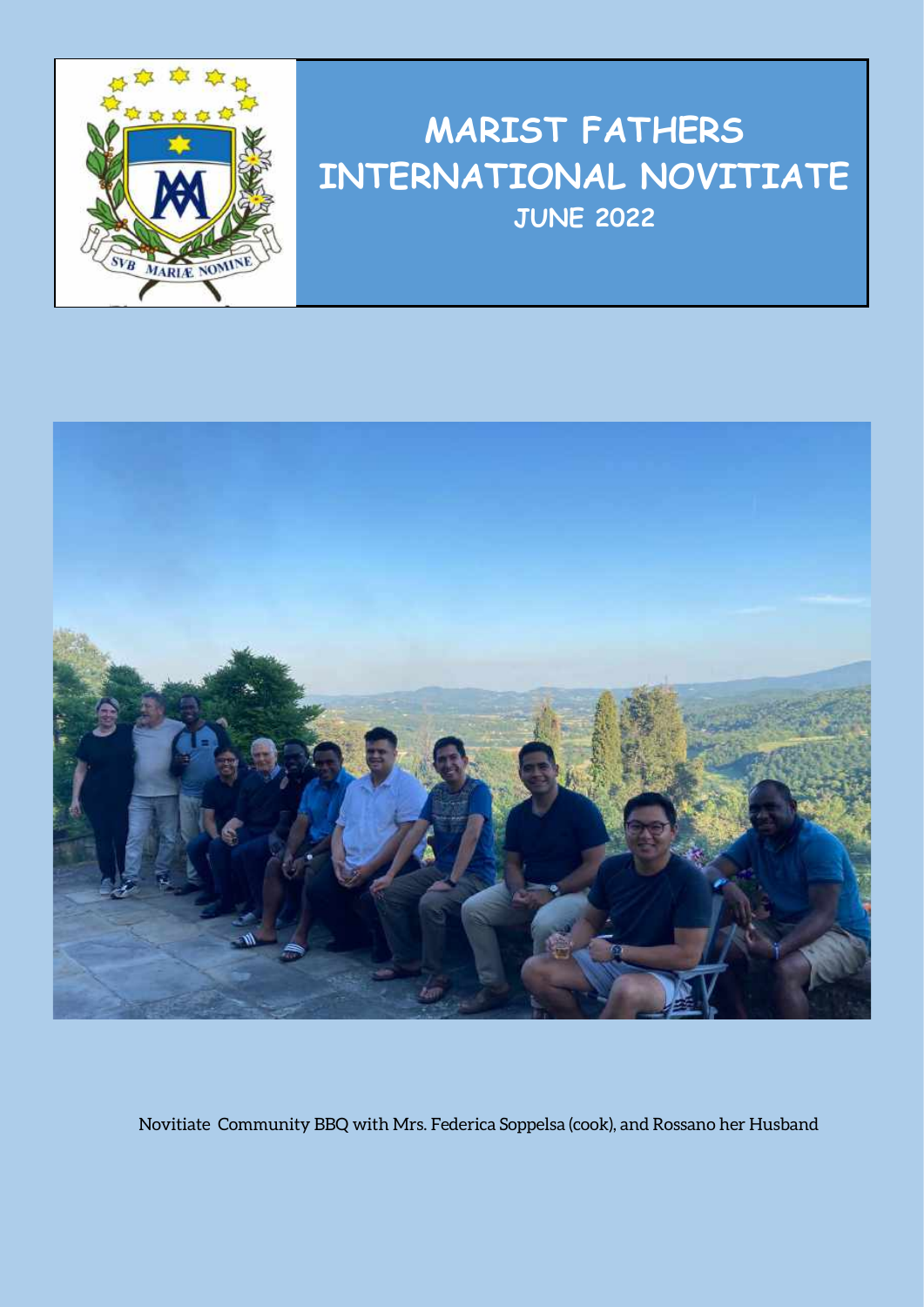# MARIST FATHERS INTERNATIONAL NOVITIATE

## JUNE 2022

Novitiate Community BBQ with Mrs. Federica Soppelsa (cook), and Rossano her Husband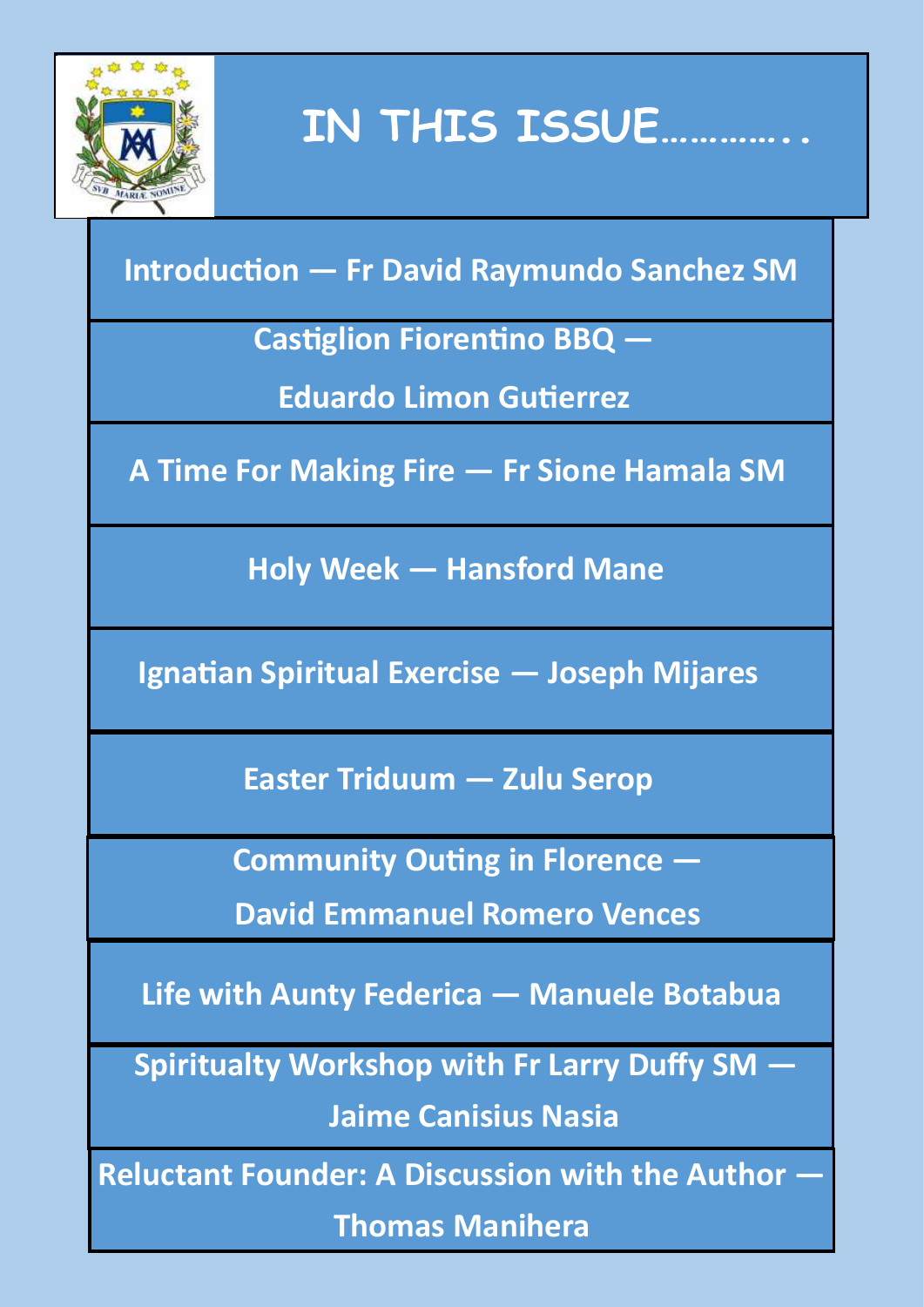# IN THIS ISSUE…………..

Introduction — Fr David Raymundo Sanchez SM

Castiglion Fiorentino BBQ — Eduardo Limon Gutierrez

A Time For Making Fire — Fr Sione Hamala SM

Holy Week — Hansford Mane

Ignatian Spiritual Exercise — Joseph Mijares

Easter Triduum — Zulu Serop

Community Outing in Florence — David Emmanuel Romero Vences

Life with Aunty Federica — Manuele Botabua

Spiritualty Workshop with Fr Larry Duffy SM — Jaime Canisius Nasia

Reluctant Founder: A Discussion with the Author — Thomas Manihera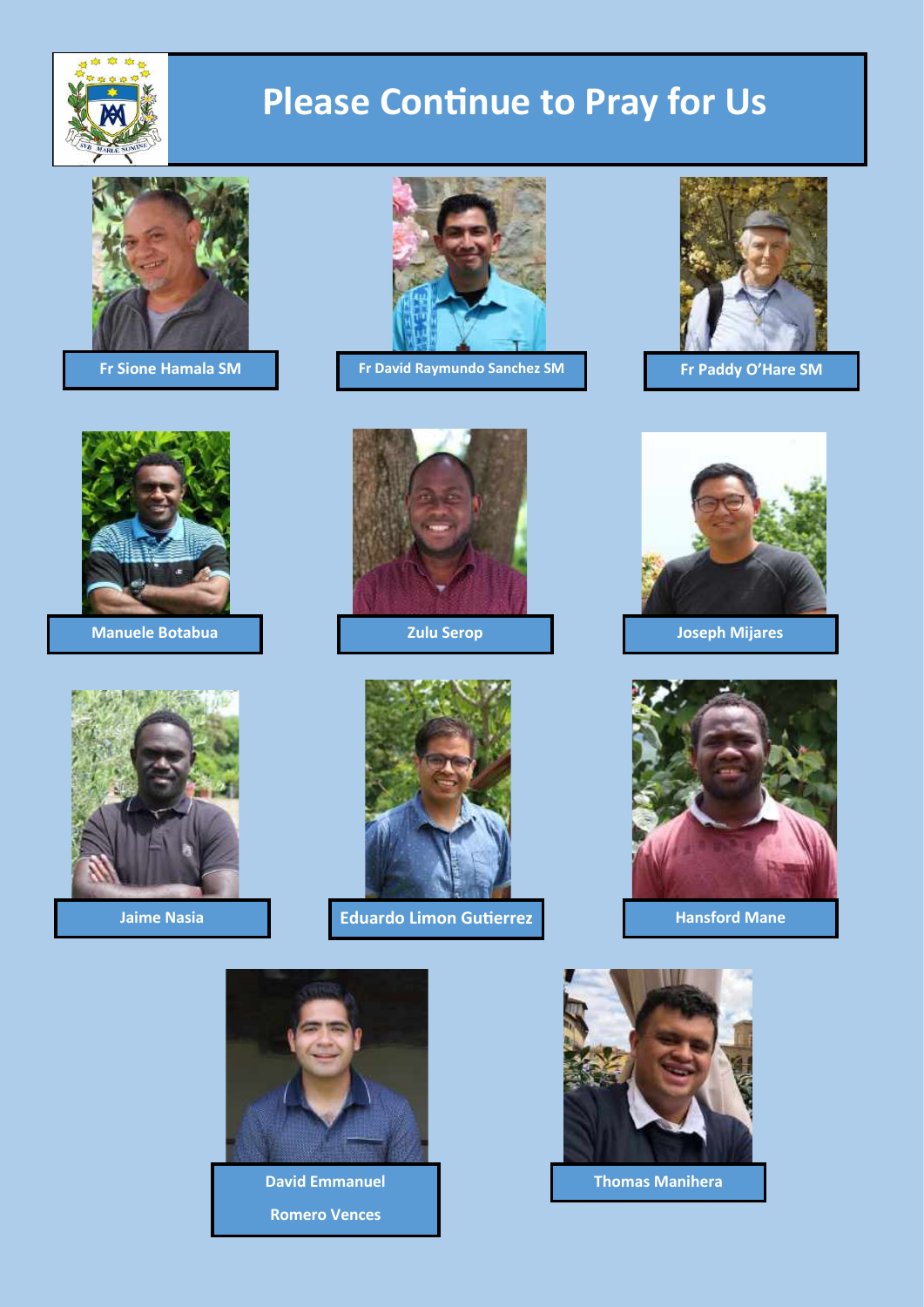# Please Continue to Pray for Us

Fr Sione Hamala SM

Fr David Raymundo Sanchez SM

Fr Paddy O'Hare SM

Manuele Botabua

Zulu Serop

Joseph Mijares

Jaime Nasia

Eduardo Limon Gutierrez

Hansford Mane

David Emmanuel Romero Vences

Thomas Manihera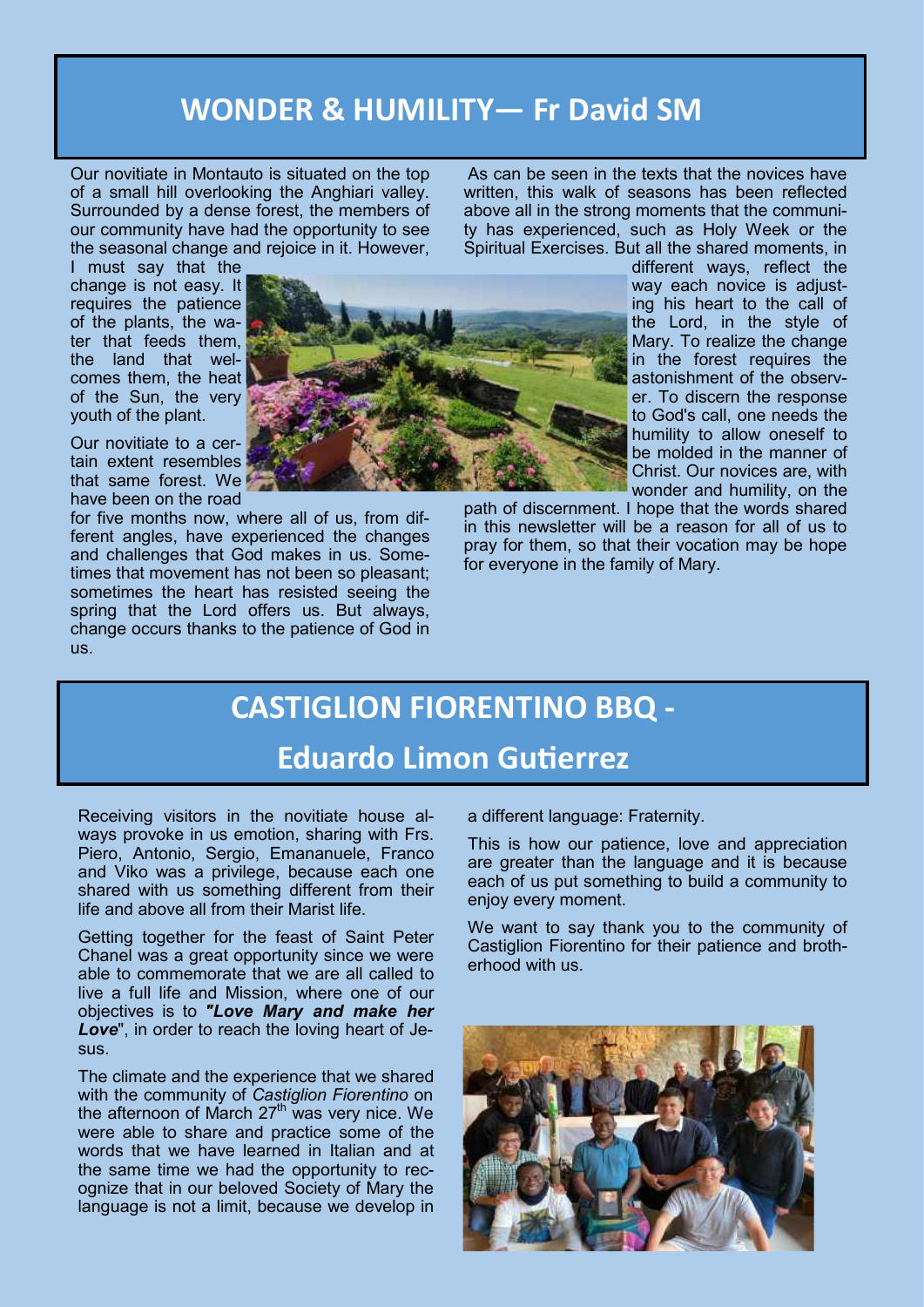## WONDER & HUMILITY— Fr David SM

Our novitiate in Montauto is situated on the top of a small hill overlooking the Anghiari valley. Surrounded by a dense forest, the members of our community have had the opportunity to see the seasonal change and rejoice in it. However, I must say that the change is not easy. It requires the patience of the plants, the water that feeds them, the land that welcomes them, the heat of the Sun, the very youth of the plant.

Our novitiate to a certain extent resembles that same forest. We have been on the road for five months now, where all of us, from different angles, have experienced the changes and challenges that God makes in us. Sometimes that movement has not been so pleasant; sometimes the heart has resisted seeing the spring that the Lord offers us. But always, change occurs thanks to the patience of God in us.

As can be seen in the texts that the novices have written, this walk of seasons has been reflected above all in the strong moments that the community has experienced, such as Holy Week or the Spiritual Exercises. But all the shared moments, in different ways, reflect the way each novice is adjusting his heart to the call of the Lord, in the style of Mary. To realize the change in the forest requires the astonishment of the observer. To discern the response to God's call, one needs the humility to allow oneself to be molded in the manner of Christ. Our novices are, with wonder and humility, on the path of discernment. I hope that the words shared in this newsletter will be a reason for all of us to pray for them, so that their vocation may be hope for everyone in the family of Mary.

## CASTIGLION FIORENTINO BBQ - Eduardo Limon Gutierrez

Receiving visitors in the novitiate house always provoke in us emotion, sharing with Frs. Piero, Antonio, Sergio, Emananuele, Franco and Viko was a privilege, because each one shared with us something different from their life and above all from their Marist life.

Getting together for the feast of Saint Peter Chanel was a great opportunity since we were able to commemorate that we are all called to live a full life and Mission, where one of our objectives is to ***"Love Mary and make her Love***", in order to reach the loving heart of Jesus.

The climate and the experience that we shared with the community of *Castiglion Fiorentino* on the afternoon of March 27th was very nice. We were able to share and practice some of the words that we have learned in Italian and at the same time we had the opportunity to recognize that in our beloved Society of Mary the language is not a limit, because we develop in a different language: Fraternity.

This is how our patience, love and appreciation are greater than the language and it is because each of us put something to build a community to enjoy every moment.

We want to say thank you to the community of Castiglion Fiorentino for their patience and brotherhood with us.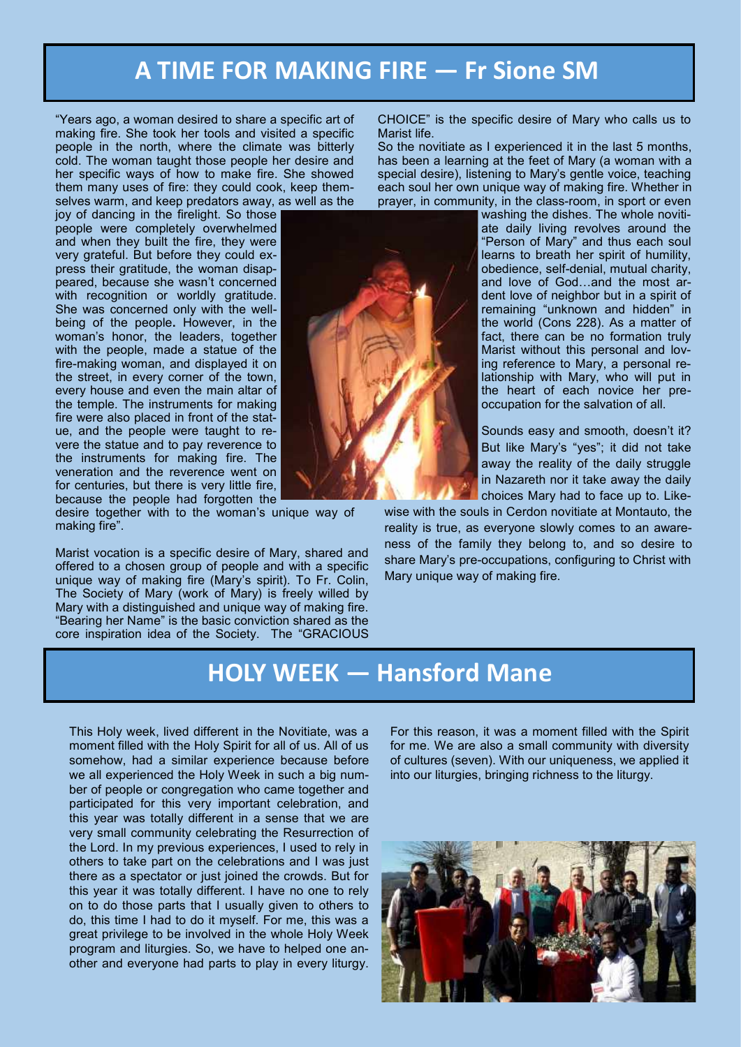## A TIME FOR MAKING FIRE — Fr Sione SM

"Years ago, a woman desired to share a specific art of making fire. She took her tools and visited a specific people in the north, where the climate was bitterly cold. The woman taught those people her desire and her specific ways of how to make fire. She showed them many uses of fire: they could cook, keep themselves warm, and keep predators away, as well as the joy of dancing in the firelight. So those people were completely overwhelmed and when they built the fire, they were very grateful. But before they could express their gratitude, the woman disappeared, because she wasn't concerned with recognition or worldly gratitude. She was concerned only with the well-being of the people. However, in the woman's honor, the leaders, together with the people, made a statue of the fire-making woman, and displayed it on the street, in every corner of the town, every house and even the main altar of the temple. The instruments for making fire were also placed in front of the statue, and the people were taught to revere the statue and to pay reverence to the instruments for making fire. The veneration and the reverence went on for centuries, but there is very little fire, because the people had forgotten the desire together with to the woman's unique way of making fire".

Marist vocation is a specific desire of Mary, shared and offered to a chosen group of people and with a specific unique way of making fire (Mary's spirit). To Fr. Colin, The Society of Mary (work of Mary) is freely willed by Mary with a distinguished and unique way of making fire. "Bearing her Name" is the basic conviction shared as the core inspiration idea of the Society. The "GRACIOUS CHOICE" is the specific desire of Mary who calls us to Marist life.

So the novitiate as I experienced it in the last 5 months, has been a learning at the feet of Mary (a woman with a special desire), listening to Mary's gentle voice, teaching each soul her own unique way of making fire. Whether in prayer, in community, in the class-room, in sport or even washing the dishes. The whole novitiate daily living revolves around the "Person of Mary" and thus each soul learns to breath her spirit of humility, obedience, self-denial, mutual charity, and love of God…and the most ardent love of neighbor but in a spirit of remaining "unknown and hidden" in the world (Cons 228). As a matter of fact, there can be no formation truly Marist without this personal and loving reference to Mary, a personal relationship with Mary, who will put in the heart of each novice her pre-occupation for the salvation of all.

Sounds easy and smooth, doesn't it? But like Mary's "yes"; it did not take away the reality of the daily struggle in Nazareth nor it take away the daily choices Mary had to face up to. Likewise with the souls in Cerdon novitiate at Montauto, the reality is true, as everyone slowly comes to an awareness of the family they belong to, and so desire to share Mary's pre-occupations, configuring to Christ with Mary unique way of making fire.

## HOLY WEEK — Hansford Mane

This Holy week, lived different in the Novitiate, was a moment filled with the Holy Spirit for all of us. All of us somehow, had a similar experience because before we all experienced the Holy Week in such a big number of people or congregation who came together and participated for this very important celebration, and this year was totally different in a sense that we are very small community celebrating the Resurrection of the Lord. In my previous experiences, I used to rely in others to take part on the celebrations and I was just there as a spectator or just joined the crowds. But for this year it was totally different. I have no one to rely on to do those parts that I usually given to others to do, this time I had to do it myself. For me, this was a great privilege to be involved in the whole Holy Week program and liturgies. So, we have to helped one another and everyone had parts to play in every liturgy.

For this reason, it was a moment filled with the Spirit for me. We are also a small community with diversity of cultures (seven). With our uniqueness, we applied it into our liturgies, bringing richness to the liturgy.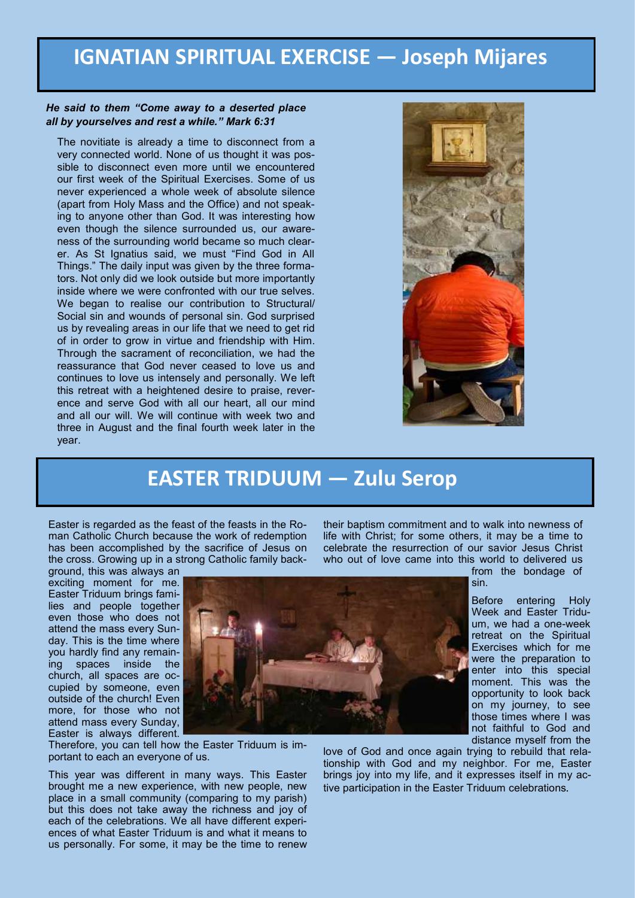# IGNATIAN SPIRITUAL EXERCISE — Joseph Mijares

***He said to them "Come away to a deserted place all by yourselves and rest a while." Mark 6:31***

The novitiate is already a time to disconnect from a very connected world. None of us thought it was possible to disconnect even more until we encountered our first week of the Spiritual Exercises. Some of us never experienced a whole week of absolute silence (apart from Holy Mass and the Office) and not speaking to anyone other than God. It was interesting how even though the silence surrounded us, our awareness of the surrounding world became so much clearer. As St Ignatius said, we must "Find God in All Things." The daily input was given by the three formators. Not only did we look outside but more importantly inside where we were confronted with our true selves. We began to realise our contribution to Structural/ Social sin and wounds of personal sin. God surprised us by revealing areas in our life that we need to get rid of in order to grow in virtue and friendship with Him. Through the sacrament of reconciliation, we had the reassurance that God never ceased to love us and continues to love us intensely and personally. We left this retreat with a heightened desire to praise, reverence and serve God with all our heart, all our mind and all our will. We will continue with week two and three in August and the final fourth week later in the year.

# EASTER TRIDUUM — Zulu Serop

Easter is regarded as the feast of the feasts in the Roman Catholic Church because the work of redemption has been accomplished by the sacrifice of Jesus on the cross. Growing up in a strong Catholic family background, this was always an exciting moment for me. Easter Triduum brings families and people together even those who does not attend the mass every Sunday. This is the time where you hardly find any remaining spaces inside the church, all spaces are occupied by someone, even outside of the church! Even more, for those who not attend mass every Sunday, Easter is always different. Therefore, you can tell how the Easter Triduum is important to each an everyone of us.

This year was different in many ways. This Easter brought me a new experience, with new people, new place in a small community (comparing to my parish) but this does not take away the richness and joy of each of the celebrations. We all have different experiences of what Easter Triduum is and what it means to us personally. For some, it may be the time to renew their baptism commitment and to walk into newness of life with Christ; for some others, it may be a time to celebrate the resurrection of our savior Jesus Christ who out of love came into this world to delivered us from the bondage of sin.

Before entering Holy Week and Easter Triduum, we had a one-week retreat on the Spiritual Exercises which for me were the preparation to enter into this special moment. This was the opportunity to look back on my journey, to see those times where I was not faithful to God and distance myself from the love of God and once again trying to rebuild that relationship with God and my neighbor. For me, Easter brings joy into my life, and it expresses itself in my active participation in the Easter Triduum celebrations.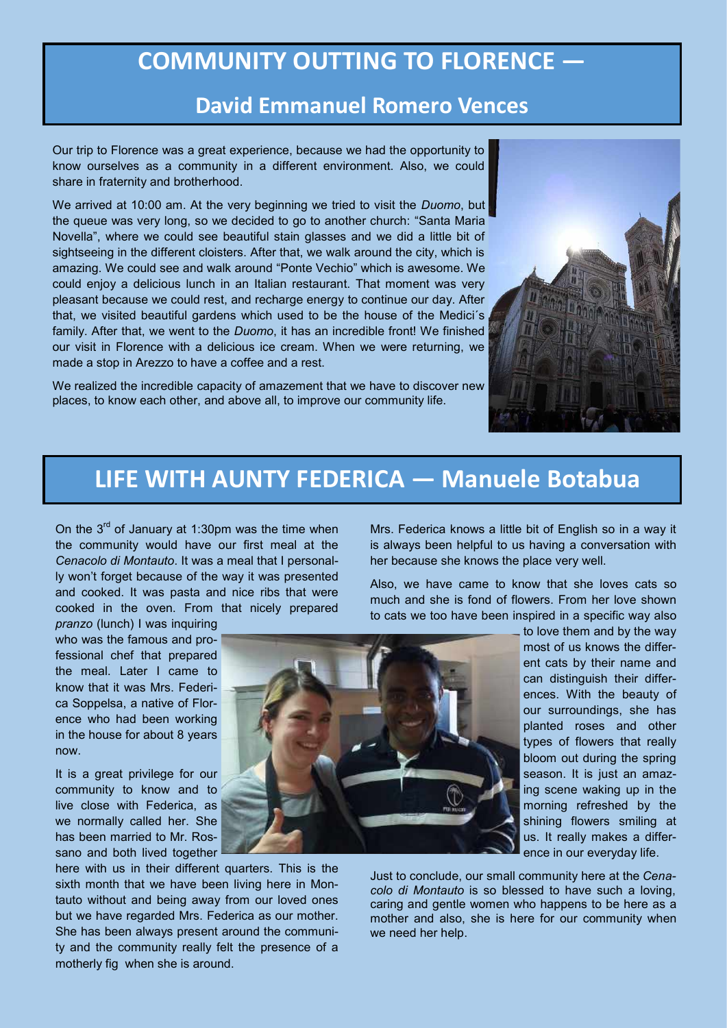## COMMUNITY OUTTING TO FLORENCE —

### David Emmanuel Romero Vences

Our trip to Florence was a great experience, because we had the opportunity to know ourselves as a community in a different environment. Also, we could share in fraternity and brotherhood.

We arrived at 10:00 am. At the very beginning we tried to visit the *Duomo*, but the queue was very long, so we decided to go to another church: "Santa Maria Novella", where we could see beautiful stain glasses and we did a little bit of sightseeing in the different cloisters. After that, we walk around the city, which is amazing. We could see and walk around "Ponte Vechio" which is awesome. We could enjoy a delicious lunch in an Italian restaurant. That moment was very pleasant because we could rest, and recharge energy to continue our day. After that, we visited beautiful gardens which used to be the house of the Medici´s family. After that, we went to the *Duomo*, it has an incredible front! We finished our visit in Florence with a delicious ice cream. When we were returning, we made a stop in Arezzo to have a coffee and a rest.

We realized the incredible capacity of amazement that we have to discover new places, to know each other, and above all, to improve our community life.

## LIFE WITH AUNTY FEDERICA — Manuele Botabua

On the 3rd of January at 1:30pm was the time when the community would have our first meal at the *Cenacolo di Montauto*. It was a meal that I personally won't forget because of the way it was presented and cooked. It was pasta and nice ribs that were cooked in the oven. From that nicely prepared *pranzo* (lunch) I was inquiring who was the famous and professional chef that prepared the meal. Later I came to know that it was Mrs. Federica Soppelsa, a native of Florence who had been working in the house for about 8 years now.

It is a great privilege for our community to know and to live close with Federica, as we normally called her. She has been married to Mr. Rossano and both lived together here with us in their different quarters. This is the sixth month that we have been living here in Montauto without and being away from our loved ones but we have regarded Mrs. Federica as our mother. She has been always present around the community and the community really felt the presence of a motherly fig when she is around.

Mrs. Federica knows a little bit of English so in a way it is always been helpful to us having a conversation with her because she knows the place very well.

Also, we have came to know that she loves cats so much and she is fond of flowers. From her love shown to cats we too have been inspired in a specific way also to love them and by the way most of us knows the different cats by their name and can distinguish their differences. With the beauty of our surroundings, she has planted roses and other types of flowers that really bloom out during the spring season. It is just an amazing scene waking up in the morning refreshed by the shining flowers smiling at us. It really makes a difference in our everyday life.

Just to conclude, our small community here at the *Cenacolo di Montauto* is so blessed to have such a loving, caring and gentle women who happens to be here as a mother and also, she is here for our community when we need her help.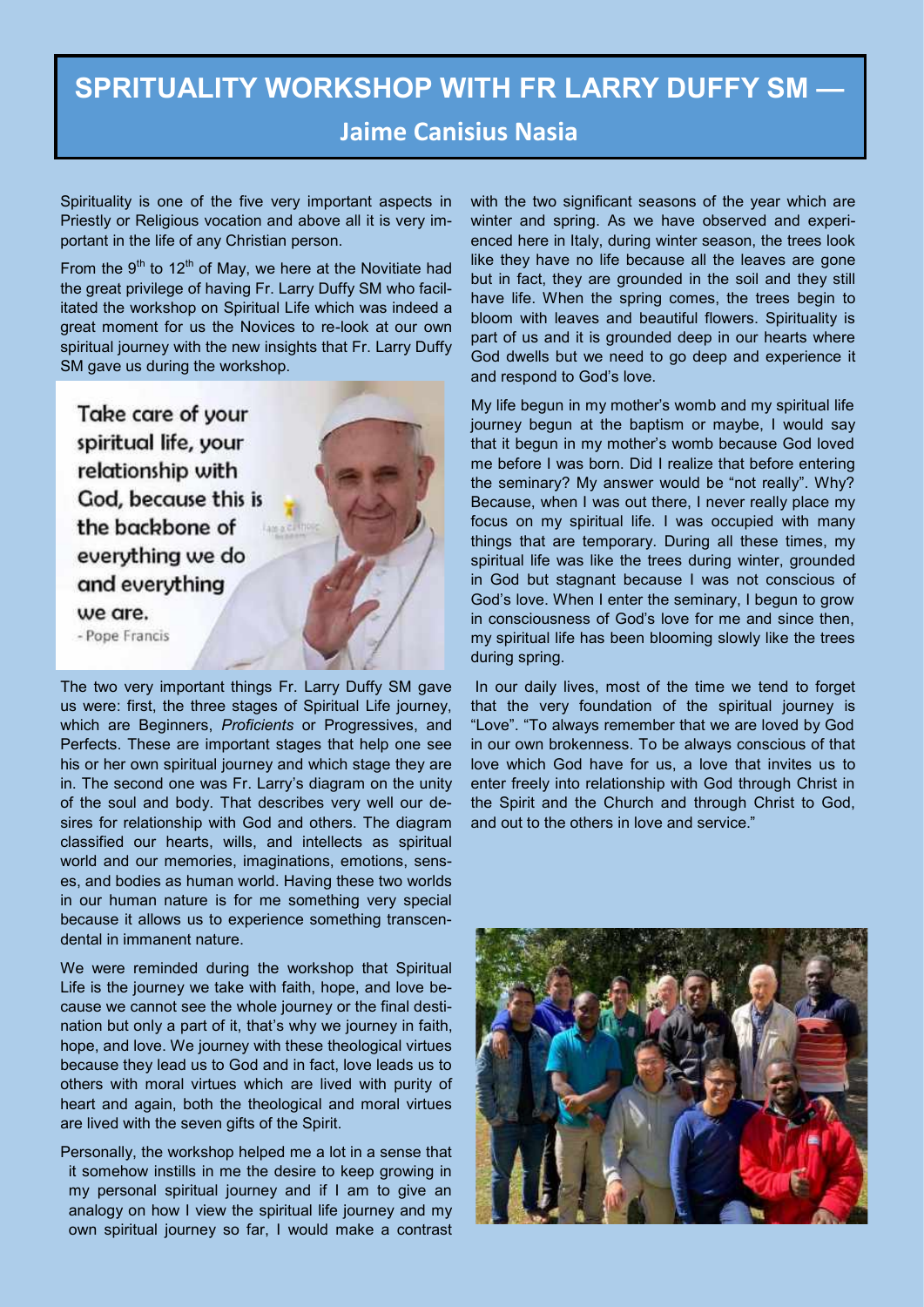# SPRITUALITY WORKSHOP WITH FR LARRY DUFFY SM —

## Jaime Canisius Nasia

Spirituality is one of the five very important aspects in Priestly or Religious vocation and above all it is very important in the life of any Christian person.

From the 9th to 12th of May, we here at the Novitiate had the great privilege of having Fr. Larry Duffy SM who facilitated the workshop on Spiritual Life which was indeed a great moment for us the Novices to re-look at our own spiritual journey with the new insights that Fr. Larry Duffy SM gave us during the workshop.

Take care of your spiritual life, your relationship with God, because this is the backbone of everything we do and everything we are.
- Pope Francis

The two very important things Fr. Larry Duffy SM gave us were: first, the three stages of Spiritual Life journey, which are Beginners, *Proficients* or Progressives, and Perfects. These are important stages that help one see his or her own spiritual journey and which stage they are in. The second one was Fr. Larry's diagram on the unity of the soul and body. That describes very well our desires for relationship with God and others. The diagram classified our hearts, wills, and intellects as spiritual world and our memories, imaginations, emotions, senses, and bodies as human world. Having these two worlds in our human nature is for me something very special because it allows us to experience something transcendental in immanent nature.

We were reminded during the workshop that Spiritual Life is the journey we take with faith, hope, and love because we cannot see the whole journey or the final destination but only a part of it, that's why we journey in faith, hope, and love. We journey with these theological virtues because they lead us to God and in fact, love leads us to others with moral virtues which are lived with purity of heart and again, both the theological and moral virtues are lived with the seven gifts of the Spirit.

Personally, the workshop helped me a lot in a sense that it somehow instills in me the desire to keep growing in my personal spiritual journey and if I am to give an analogy on how I view the spiritual life journey and my own spiritual journey so far, I would make a contrast with the two significant seasons of the year which are winter and spring. As we have observed and experienced here in Italy, during winter season, the trees look like they have no life because all the leaves are gone but in fact, they are grounded in the soil and they still have life. When the spring comes, the trees begin to bloom with leaves and beautiful flowers. Spirituality is part of us and it is grounded deep in our hearts where God dwells but we need to go deep and experience it and respond to God's love.

My life begun in my mother's womb and my spiritual life journey begun at the baptism or maybe, I would say that it begun in my mother's womb because God loved me before I was born. Did I realize that before entering the seminary? My answer would be "not really". Why? Because, when I was out there, I never really place my focus on my spiritual life. I was occupied with many things that are temporary. During all these times, my spiritual life was like the trees during winter, grounded in God but stagnant because I was not conscious of God's love. When I enter the seminary, I begun to grow in consciousness of God's love for me and since then, my spiritual life has been blooming slowly like the trees during spring.

In our daily lives, most of the time we tend to forget that the very foundation of the spiritual journey is "Love". "To always remember that we are loved by God in our own brokenness. To be always conscious of that love which God have for us, a love that invites us to enter freely into relationship with God through Christ in the Spirit and the Church and through Christ to God, and out to the others in love and service."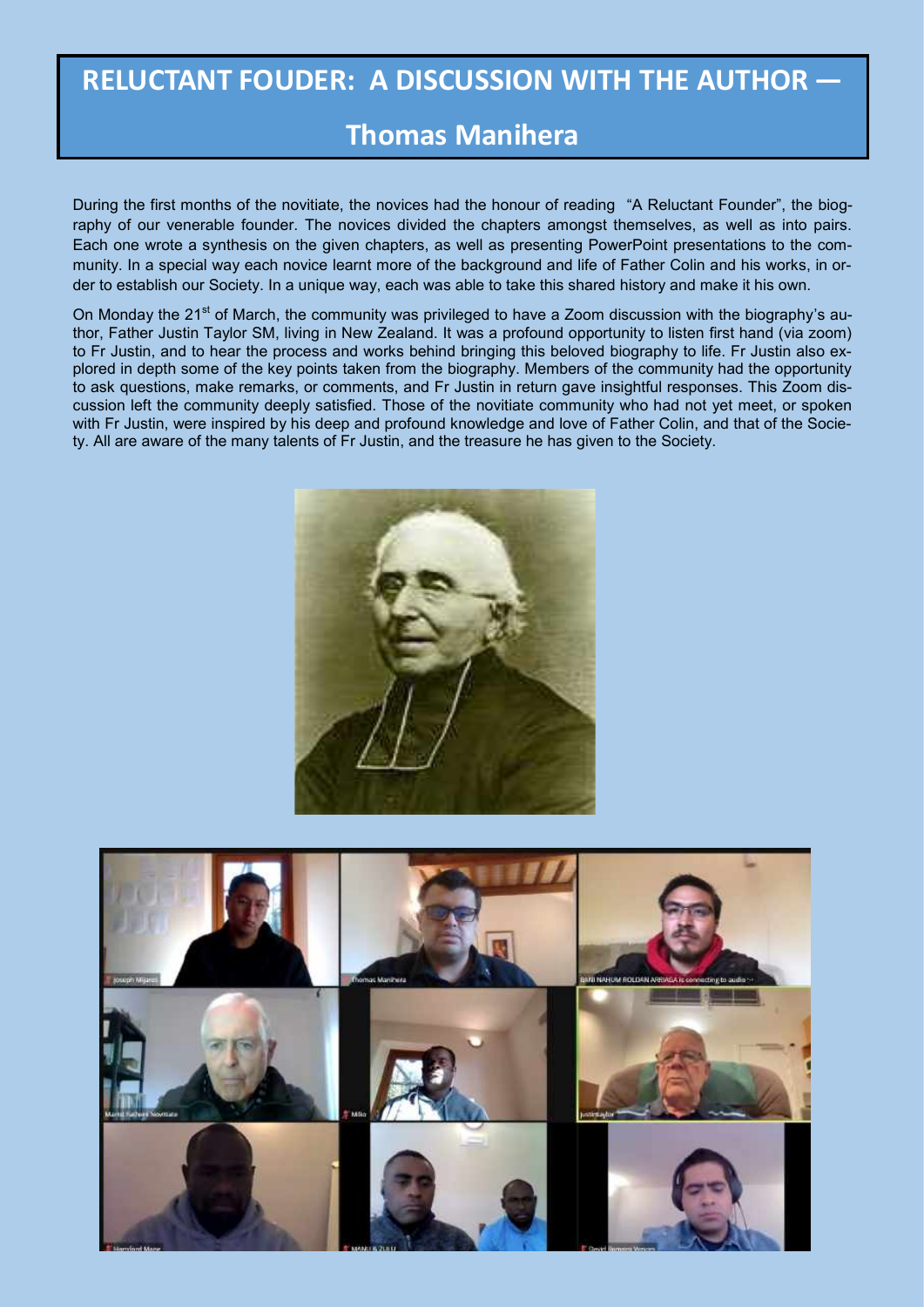# RELUCTANT FOUDER: A DISCUSSION WITH THE AUTHOR —

## Thomas Manihera

During the first months of the novitiate, the novices had the honour of reading "A Reluctant Founder", the biography of our venerable founder. The novices divided the chapters amongst themselves, as well as into pairs. Each one wrote a synthesis on the given chapters, as well as presenting PowerPoint presentations to the community. In a special way each novice learnt more of the background and life of Father Colin and his works, in order to establish our Society. In a unique way, each was able to take this shared history and make it his own.

On Monday the 21st of March, the community was privileged to have a Zoom discussion with the biography's author, Father Justin Taylor SM, living in New Zealand. It was a profound opportunity to listen first hand (via zoom) to Fr Justin, and to hear the process and works behind bringing this beloved biography to life. Fr Justin also explored in depth some of the key points taken from the biography. Members of the community had the opportunity to ask questions, make remarks, or comments, and Fr Justin in return gave insightful responses. This Zoom discussion left the community deeply satisfied. Those of the novitiate community who had not yet meet, or spoken with Fr Justin, were inspired by his deep and profound knowledge and love of Father Colin, and that of the Society. All are aware of the many talents of Fr Justin, and the treasure he has given to the Society.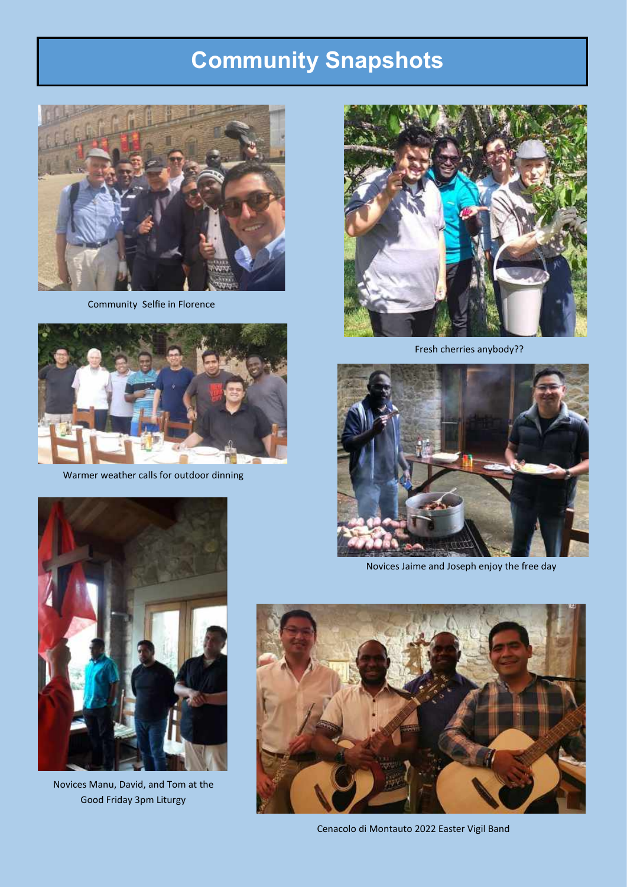# Community Snapshots

Community Selfie in Florence

Fresh cherries anybody??

Warmer weather calls for outdoor dinning

Novices Jaime and Joseph enjoy the free day

Novices Manu, David, and Tom at the Good Friday 3pm Liturgy

Cenacolo di Montauto 2022 Easter Vigil Band